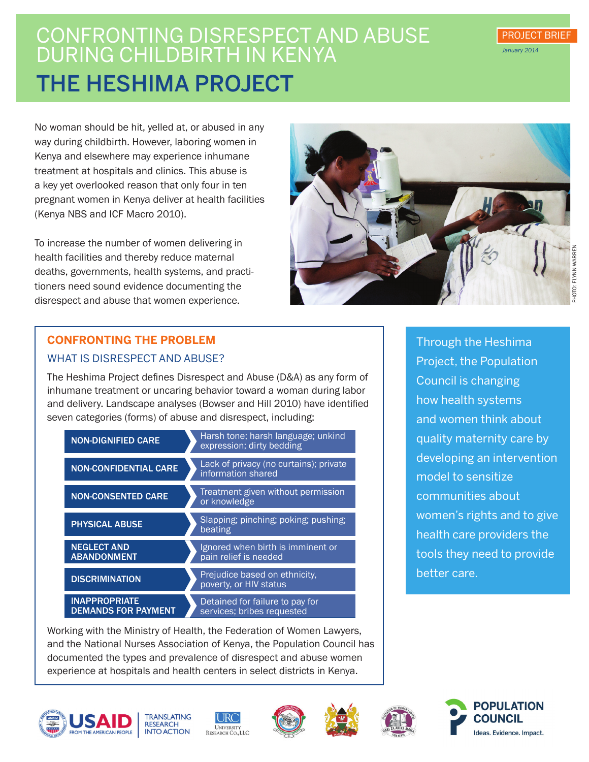# CONFRONTING DISRESPECT AND ABUSE DURING CHILDBIRTH IN KENYA

# THE HESHIMA PROJECT

PROJECT BRIEF

*January 2014*

No woman should be hit, yelled at, or abused in any way during childbirth. However, laboring women in Kenya and elsewhere may experience inhumane treatment at hospitals and clinics. This abuse is a key yet overlooked reason that only four in ten pregnant women in Kenya deliver at health facilities (Kenya NBS and ICF Macro 2010).

To increase the number of women delivering in health facilities and thereby reduce maternal deaths, governments, health systems, and practitioners need sound evidence documenting the disrespect and abuse that women experience.

PHOTO: FLYNN WARREN

## CONFRONTING THE PROBLEM

### WHAT IS DISRESPECT AND ABUSE?

The Heshima Project defines Disrespect and Abuse (D&A) as any form of inhumane treatment or uncaring behavior toward a woman during labor and delivery. Landscape analyses (Bowser and Hill 2010) have identified seven categories (forms) of abuse and disrespect, including:

| Category | Examples |
| --- | --- |
| NON-DIGNIFIED CARE | Harsh tone; harsh language; unkind expression; dirty bedding |
| NON-CONFIDENTIAL CARE | Lack of privacy (no curtains); private information shared |
| NON-CONSENTED CARE | Treatment given without permission or knowledge |
| PHYSICAL ABUSE | Slapping; pinching; poking; pushing; beating |
| NEGLECT AND ABANDONMENT | Ignored when birth is imminent or pain relief is needed |
| DISCRIMINATION | Prejudice based on ethnicity, poverty, or HIV status |
| INAPPROPRIATE DEMANDS FOR PAYMENT | Detained for failure to pay for services; bribes requested |

Working with the Ministry of Health, the Federation of Women Lawyers, and the National Nurses Association of Kenya, the Population Council has documented the types and prevalence of disrespect and abuse women experience at hospitals and health centers in select districts in Kenya.

Through the Heshima Project, the Population Council is changing how health systems and women think about quality maternity care by developing an intervention model to sensitize communities about women's rights and to give health care providers the tools they need to provide better care.

USAID FROM THE AMERICAN PEOPLE | TRANSLATING RESEARCH INTO ACTION | URC University Research Co., LLC | POPULATION COUNCIL Ideas. Evidence. Impact.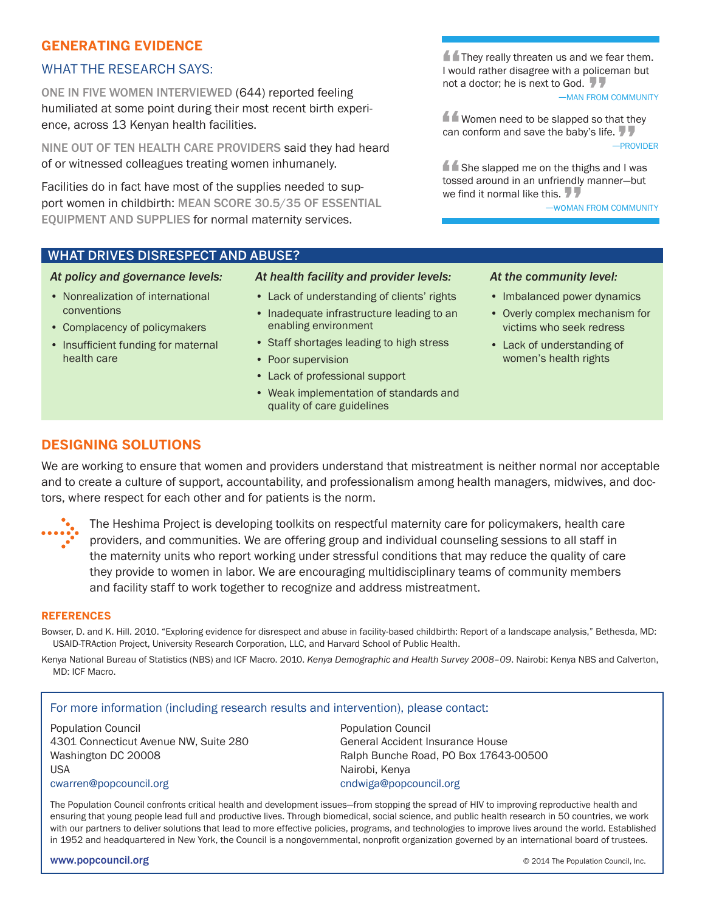## GENERATING EVIDENCE

### WHAT THE RESEARCH SAYS:

**ONE IN FIVE WOMEN INTERVIEWED** (644) reported feeling humiliated at some point during their most recent birth experience, across 13 Kenyan health facilities.

**NINE OUT OF TEN HEALTH CARE PROVIDERS** said they had heard of or witnessed colleagues treating women inhumanely.

Facilities do in fact have most of the supplies needed to support women in childbirth: **MEAN SCORE 30.5/35 OF ESSENTIAL EQUIPMENT AND SUPPLIES** for normal maternity services.

> "They really threaten us and we fear them. I would rather disagree with a policeman but not a doctor; he is next to God."
>
> —MAN FROM COMMUNITY

> "Women need to be slapped so that they can conform and save the baby's life."
>
> —PROVIDER

> "She slapped me on the thighs and I was tossed around in an unfriendly manner—but we find it normal like this."
>
> —WOMAN FROM COMMUNITY

### WHAT DRIVES DISRESPECT AND ABUSE?

*At policy and governance levels:*

- Nonrealization of international conventions
- Complacency of policymakers
- Insufficient funding for maternal health care

*At health facility and provider levels:*

- Lack of understanding of clients' rights
- Inadequate infrastructure leading to an enabling environment
- Staff shortages leading to high stress
- Poor supervision
- Lack of professional support
- Weak implementation of standards and quality of care guidelines

*At the community level:*

- Imbalanced power dynamics
- Overly complex mechanism for victims who seek redress
- Lack of understanding of women's health rights

## DESIGNING SOLUTIONS

We are working to ensure that women and providers understand that mistreatment is neither normal nor acceptable and to create a culture of support, accountability, and professionalism among health managers, midwives, and doctors, where respect for each other and for patients is the norm.

The Heshima Project is developing toolkits on respectful maternity care for policymakers, health care providers, and communities. We are offering group and individual counseling sessions to all staff in the maternity units who report working under stressful conditions that may reduce the quality of care they provide to women in labor. We are encouraging multidisciplinary teams of community members and facility staff to work together to recognize and address mistreatment.

### REFERENCES

Bowser, D. and K. Hill. 2010. "Exploring evidence for disrespect and abuse in facility-based childbirth: Report of a landscape analysis," Bethesda, MD: USAID-TRAction Project, University Research Corporation, LLC, and Harvard School of Public Health.

Kenya National Bureau of Statistics (NBS) and ICF Macro. 2010. *Kenya Demographic and Health Survey 2008–09*. Nairobi: Kenya NBS and Calverton, MD: ICF Macro.

For more information (including research results and intervention), please contact:

Population Council
4301 Connecticut Avenue NW, Suite 280
Washington DC 20008
USA
cwarren@popcouncil.org

Population Council
General Accident Insurance House
Ralph Bunche Road, PO Box 17643-00500
Nairobi, Kenya
cndwiga@popcouncil.org

The Population Council confronts critical health and development issues—from stopping the spread of HIV to improving reproductive health and ensuring that young people lead full and productive lives. Through biomedical, social science, and public health research in 50 countries, we work with our partners to deliver solutions that lead to more effective policies, programs, and technologies to improve lives around the world. Established in 1952 and headquartered in New York, the Council is a nongovernmental, nonprofit organization governed by an international board of trustees.

www.popcouncil.org

© 2014 The Population Council, Inc.